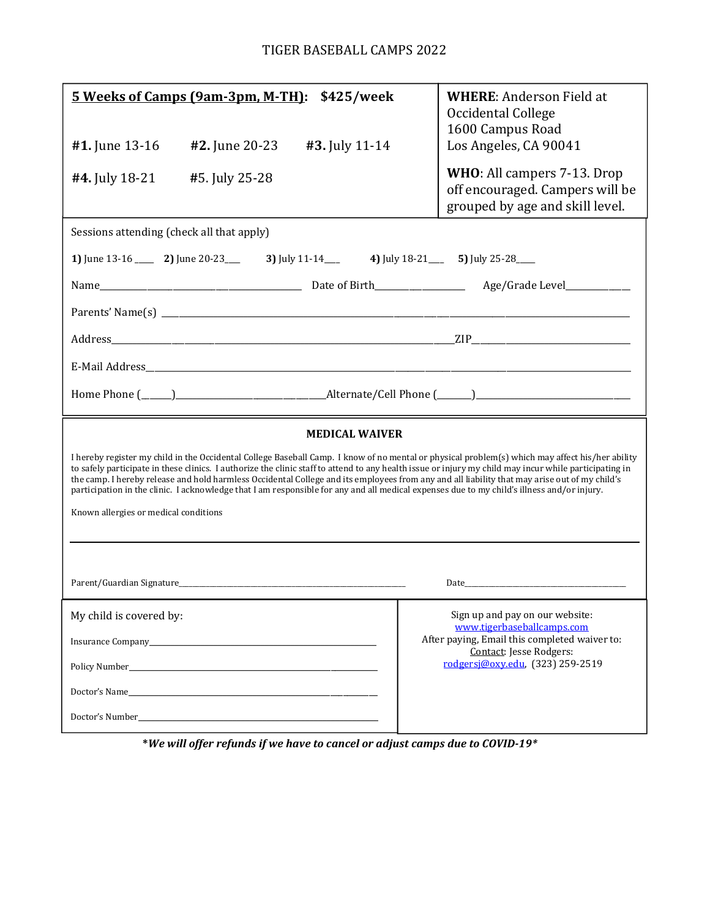# TIGER BASEBALL CAMPS 2022

| **5 Weeks of Camps (9am-3pm, M-TH): $425/week** | **WHERE**: Anderson Field at Occidental College 1600 Campus Road Los Angeles, CA 90041 |
|---|---|
| **#1.** June 13-16 **#2.** June 20-23 **#3.** July 11-14 **#4.** July 18-21 #5. July 25-28 | **WHO**: All campers 7-13. Drop off encouraged. Campers will be grouped by age and skill level. |

Sessions attending (check all that apply)

**1)** June 13-16 ____ **2)** June 20-23___ **3)** July 11-14___ **4)** July 18-21___ **5)** July 25-28____

Name______________________________ Date of Birth______________ Age/Grade Level___________

Parents' Name(s) ____________________________________________________________

Address______________________________________________________ZIP____________________

E-Mail Address______________________________________________________________

Home Phone (_____)______________________Alternate/Cell Phone (______)______________________

## MEDICAL WAIVER

I hereby register my child in the Occidental College Baseball Camp. I know of no mental or physical problem(s) which may affect his/her ability to safely participate in these clinics. I authorize the clinic staff to attend to any health issue or injury my child may incur while participating in the camp. I hereby release and hold harmless Occidental College and its employees from any and all liability that may arise out of my child's participation in the clinic. I acknowledge that I am responsible for any and all medical expenses due to my child's illness and/or injury.

Known allergies or medical conditions

______________________________________________________________

Parent/Guardian Signature__________________________________________ Date____________________

My child is covered by:

Insurance Company__________________________________________

Policy Number______________________________________________

Doctor's Name______________________________________________

Doctor's Number____________________________________________

Sign up and pay on our website:
[www.tigerbaseballcamps.com](www.tigerbaseballcamps.com)
After paying, Email this completed waiver to:
Contact: Jesse Rodgers:
[rodgersj@oxy.edu](mailto:rodgersj@oxy.edu), (323) 259-2519

***We will offer refunds if we have to cancel or adjust camps due to COVID-19***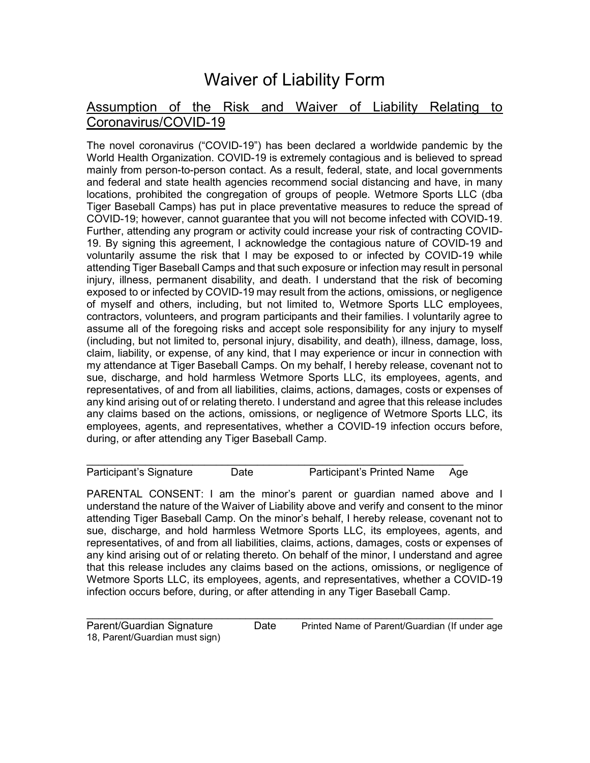# Waiver of Liability Form

## Assumption of the Risk and Waiver of Liability Relating to Coronavirus/COVID-19

The novel coronavirus ("COVID-19") has been declared a worldwide pandemic by the World Health Organization. COVID-19 is extremely contagious and is believed to spread mainly from person-to-person contact. As a result, federal, state, and local governments and federal and state health agencies recommend social distancing and have, in many locations, prohibited the congregation of groups of people. Wetmore Sports LLC (dba Tiger Baseball Camps) has put in place preventative measures to reduce the spread of COVID-19; however, cannot guarantee that you will not become infected with COVID-19. Further, attending any program or activity could increase your risk of contracting COVID-19. By signing this agreement, I acknowledge the contagious nature of COVID-19 and voluntarily assume the risk that I may be exposed to or infected by COVID-19 while attending Tiger Baseball Camps and that such exposure or infection may result in personal injury, illness, permanent disability, and death. I understand that the risk of becoming exposed to or infected by COVID-19 may result from the actions, omissions, or negligence of myself and others, including, but not limited to, Wetmore Sports LLC employees, contractors, volunteers, and program participants and their families. I voluntarily agree to assume all of the foregoing risks and accept sole responsibility for any injury to myself (including, but not limited to, personal injury, disability, and death), illness, damage, loss, claim, liability, or expense, of any kind, that I may experience or incur in connection with my attendance at Tiger Baseball Camps. On my behalf, I hereby release, covenant not to sue, discharge, and hold harmless Wetmore Sports LLC, its employees, agents, and representatives, of and from all liabilities, claims, actions, damages, costs or expenses of any kind arising out of or relating thereto. I understand and agree that this release includes any claims based on the actions, omissions, or negligence of Wetmore Sports LLC, its employees, agents, and representatives, whether a COVID-19 infection occurs before, during, or after attending any Tiger Baseball Camp.

\_\_\_\_\_\_\_\_\_\_\_\_\_\_\_\_\_\_\_\_\_\_\_\_\_\_\_\_\_\_\_\_\_\_\_\_\_\_\_\_\_\_\_\_\_\_\_\_\_\_\_\_\_\_\_\_\_\_\_\_\_\_

Participant's Signature     Date     Participant's Printed Name     Age

PARENTAL CONSENT: I am the minor's parent or guardian named above and I understand the nature of the Waiver of Liability above and verify and consent to the minor attending Tiger Baseball Camp. On the minor's behalf, I hereby release, covenant not to sue, discharge, and hold harmless Wetmore Sports LLC, its employees, agents, and representatives, of and from all liabilities, claims, actions, damages, costs or expenses of any kind arising out of or relating thereto. On behalf of the minor, I understand and agree that this release includes any claims based on the actions, omissions, or negligence of Wetmore Sports LLC, its employees, agents, and representatives, whether a COVID-19 infection occurs before, during, or after attending in any Tiger Baseball Camp.

\_\_\_\_\_\_\_\_\_\_\_\_\_\_\_\_\_\_\_\_\_\_\_\_\_\_\_\_\_\_\_\_\_\_\_\_\_\_\_\_\_\_\_\_\_\_\_\_\_\_\_\_\_\_\_\_\_\_\_\_\_\_\_\_\_\_\_\_

Parent/Guardian Signature     Date     Printed Name of Parent/Guardian (If under age 18, Parent/Guardian must sign)